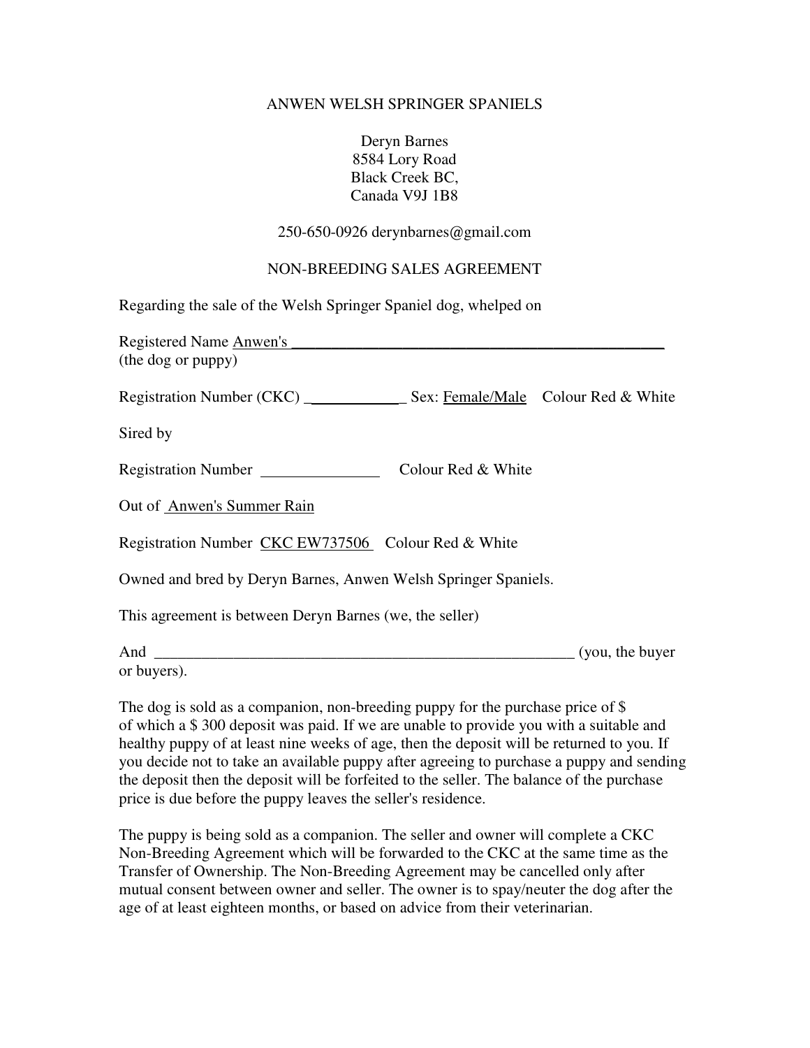ANWEN WELSH SPRINGER SPANIELS

Deryn Barnes
8584 Lory Road
Black Creek BC,
Canada V9J 1B8

250-650-0926 derynbarnes@gmail.com

NON-BREEDING SALES AGREEMENT

Regarding the sale of the Welsh Springer Spaniel dog, whelped on

Registered Name Anwen's ______________________________________________
(the dog or puppy)

Registration Number (CKC) _____________ Sex: Female/Male Colour Red & White

Sired by

Registration Number _______________ Colour Red & White

Out of Anwen's Summer Rain

Registration Number CKC EW737506 Colour Red & White

Owned and bred by Deryn Barnes, Anwen Welsh Springer Spaniels.

This agreement is between Deryn Barnes (we, the seller)

And _______________________________________________________ (you, the buyer or buyers).

The dog is sold as a companion, non-breeding puppy for the purchase price of $ of which a $ 300 deposit was paid. If we are unable to provide you with a suitable and healthy puppy of at least nine weeks of age, then the deposit will be returned to you. If you decide not to take an available puppy after agreeing to purchase a puppy and sending the deposit then the deposit will be forfeited to the seller. The balance of the purchase price is due before the puppy leaves the seller's residence.

The puppy is being sold as a companion. The seller and owner will complete a CKC Non-Breeding Agreement which will be forwarded to the CKC at the same time as the Transfer of Ownership. The Non-Breeding Agreement may be cancelled only after mutual consent between owner and seller. The owner is to spay/neuter the dog after the age of at least eighteen months, or based on advice from their veterinarian.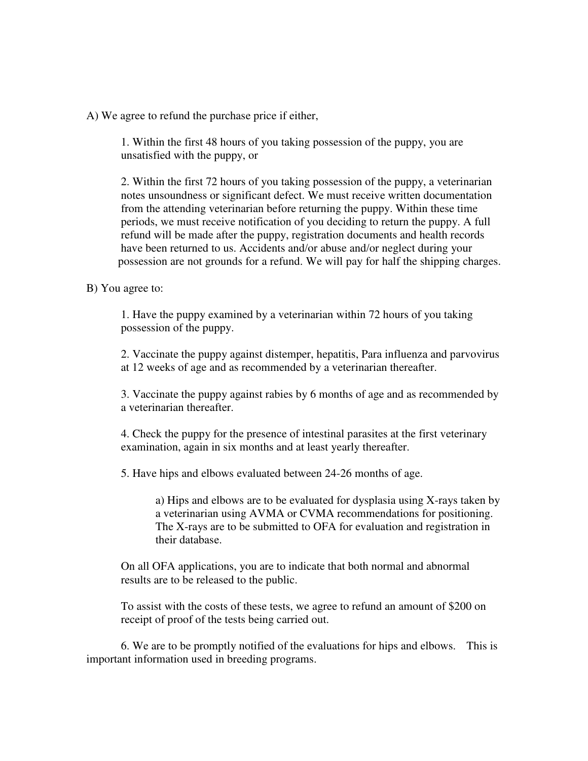A) We agree to refund the purchase price if either,

1. Within the first 48 hours of you taking possession of the puppy, you are unsatisfied with the puppy, or

2. Within the first 72 hours of you taking possession of the puppy, a veterinarian notes unsoundness or significant defect. We must receive written documentation from the attending veterinarian before returning the puppy. Within these time periods, we must receive notification of you deciding to return the puppy. A full refund will be made after the puppy, registration documents and health records have been returned to us. Accidents and/or abuse and/or neglect during your possession are not grounds for a refund. We will pay for half the shipping charges.

B) You agree to:

1. Have the puppy examined by a veterinarian within 72 hours of you taking possession of the puppy.

2. Vaccinate the puppy against distemper, hepatitis, Para influenza and parvovirus at 12 weeks of age and as recommended by a veterinarian thereafter.

3. Vaccinate the puppy against rabies by 6 months of age and as recommended by a veterinarian thereafter.

4. Check the puppy for the presence of intestinal parasites at the first veterinary examination, again in six months and at least yearly thereafter.

5. Have hips and elbows evaluated between 24-26 months of age.

    a) Hips and elbows are to be evaluated for dysplasia using X-rays taken by a veterinarian using AVMA or CVMA recommendations for positioning. The X-rays are to be submitted to OFA for evaluation and registration in their database.

    On all OFA applications, you are to indicate that both normal and abnormal results are to be released to the public.

    To assist with the costs of these tests, we agree to refund an amount of $200 on receipt of proof of the tests being carried out.

6. We are to be promptly notified of the evaluations for hips and elbows. This is important information used in breeding programs.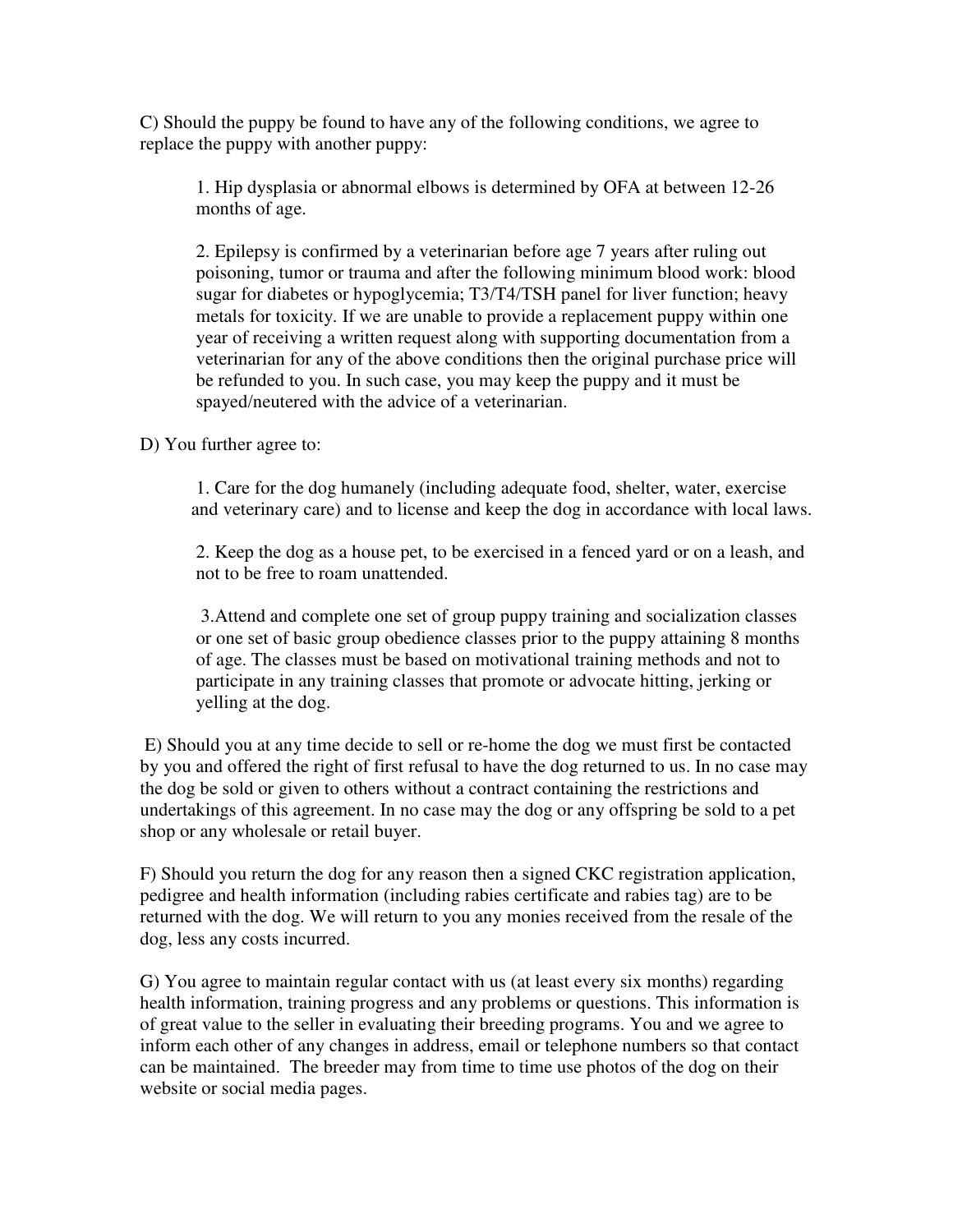C) Should the puppy be found to have any of the following conditions, we agree to replace the puppy with another puppy:

1. Hip dysplasia or abnormal elbows is determined by OFA at between 12-26 months of age.

2. Epilepsy is confirmed by a veterinarian before age 7 years after ruling out poisoning, tumor or trauma and after the following minimum blood work: blood sugar for diabetes or hypoglycemia; T3/T4/TSH panel for liver function; heavy metals for toxicity. If we are unable to provide a replacement puppy within one year of receiving a written request along with supporting documentation from a veterinarian for any of the above conditions then the original purchase price will be refunded to you. In such case, you may keep the puppy and it must be spayed/neutered with the advice of a veterinarian.

D) You further agree to:

1. Care for the dog humanely (including adequate food, shelter, water, exercise and veterinary care) and to license and keep the dog in accordance with local laws.

2. Keep the dog as a house pet, to be exercised in a fenced yard or on a leash, and not to be free to roam unattended.

3.Attend and complete one set of group puppy training and socialization classes or one set of basic group obedience classes prior to the puppy attaining 8 months of age. The classes must be based on motivational training methods and not to participate in any training classes that promote or advocate hitting, jerking or yelling at the dog.

E) Should you at any time decide to sell or re-home the dog we must first be contacted by you and offered the right of first refusal to have the dog returned to us. In no case may the dog be sold or given to others without a contract containing the restrictions and undertakings of this agreement. In no case may the dog or any offspring be sold to a pet shop or any wholesale or retail buyer.

F) Should you return the dog for any reason then a signed CKC registration application, pedigree and health information (including rabies certificate and rabies tag) are to be returned with the dog. We will return to you any monies received from the resale of the dog, less any costs incurred.

G) You agree to maintain regular contact with us (at least every six months) regarding health information, training progress and any problems or questions. This information is of great value to the seller in evaluating their breeding programs. You and we agree to inform each other of any changes in address, email or telephone numbers so that contact can be maintained. The breeder may from time to time use photos of the dog on their website or social media pages.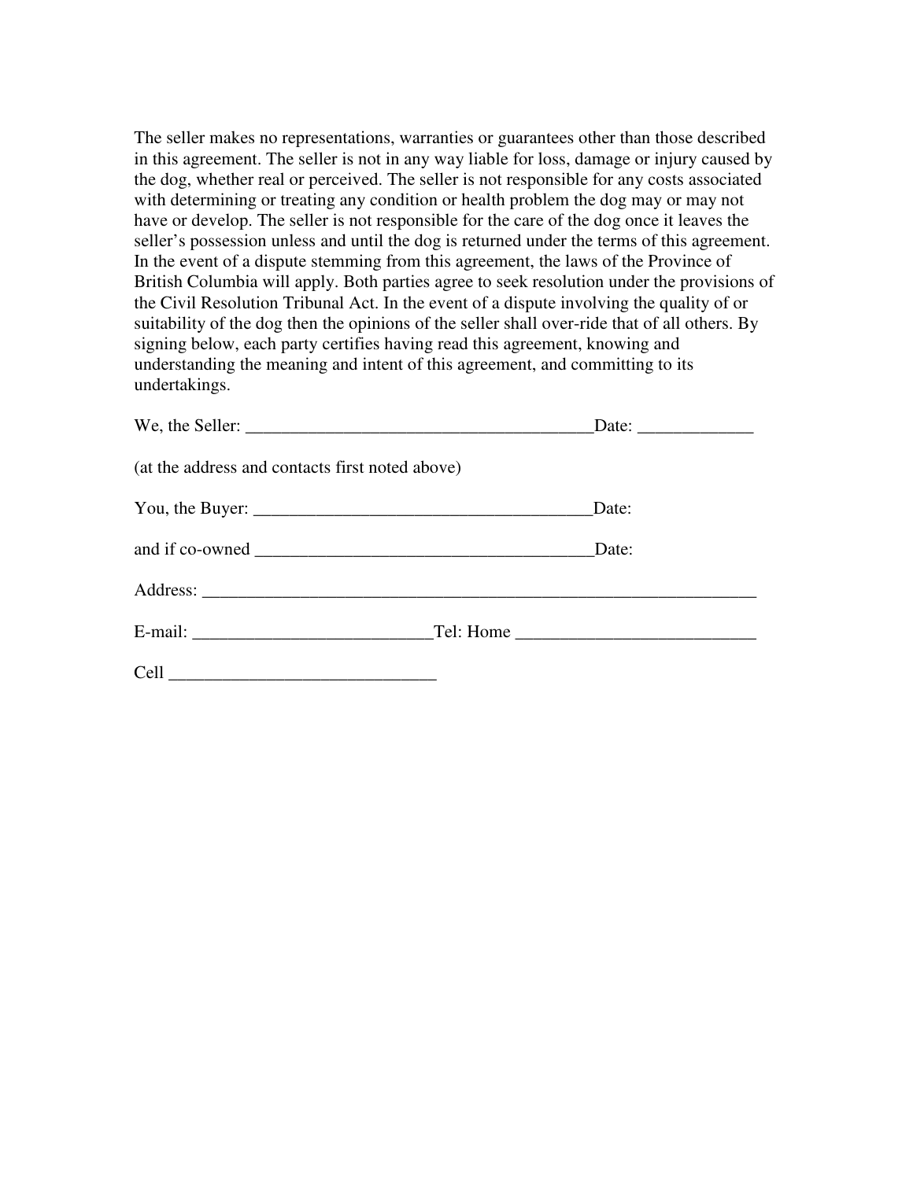The seller makes no representations, warranties or guarantees other than those described in this agreement. The seller is not in any way liable for loss, damage or injury caused by the dog, whether real or perceived. The seller is not responsible for any costs associated with determining or treating any condition or health problem the dog may or may not have or develop. The seller is not responsible for the care of the dog once it leaves the seller's possession unless and until the dog is returned under the terms of this agreement. In the event of a dispute stemming from this agreement, the laws of the Province of British Columbia will apply. Both parties agree to seek resolution under the provisions of the Civil Resolution Tribunal Act. In the event of a dispute involving the quality of or suitability of the dog then the opinions of the seller shall over-ride that of all others. By signing below, each party certifies having read this agreement, knowing and understanding the meaning and intent of this agreement, and committing to its undertakings.

We, the Seller: ________________________________________Date: _____________

(at the address and contacts first noted above)

You, the Buyer: ______________________________________Date:

and if co-owned ______________________________________Date:

Address: ________________________________________________________________

E-mail: ___________________________Tel: Home ___________________________

Cell ______________________________